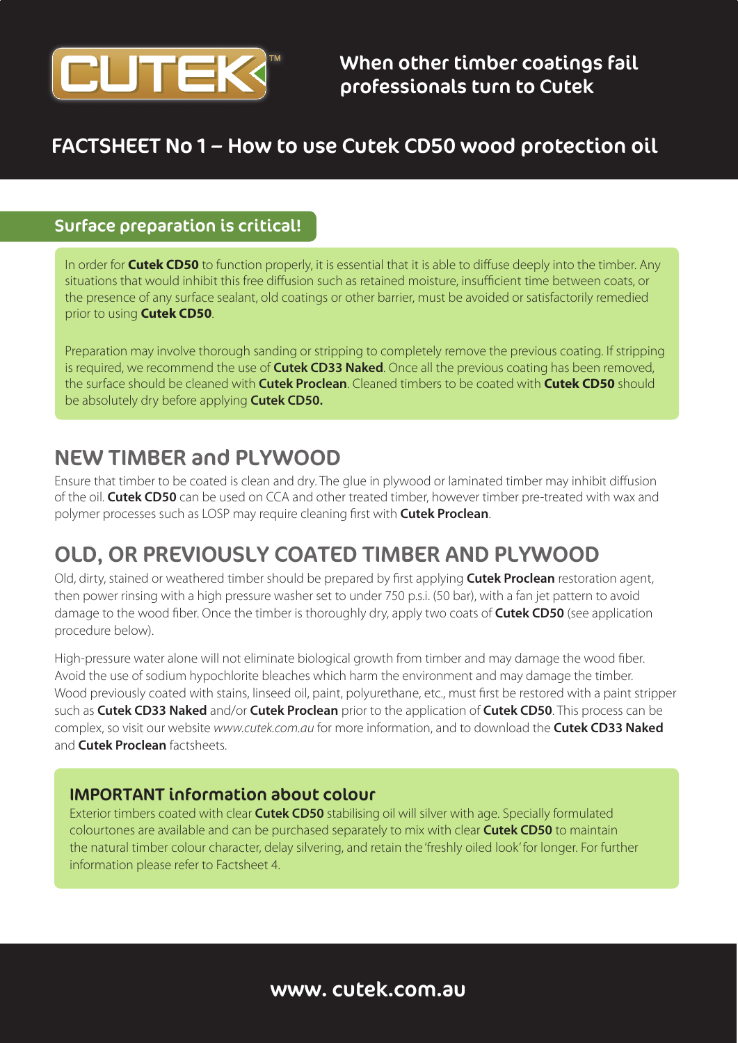CUTEK™

When other timber coatings fail professionals turn to Cutek

# FACTSHEET No 1 – How to use Cutek CD50 wood protection oil

## Surface preparation is critical!

In order for **Cutek CD50** to function properly, it is essential that it is able to diffuse deeply into the timber. Any situations that would inhibit this free diffusion such as retained moisture, insufficient time between coats, or the presence of any surface sealant, old coatings or other barrier, must be avoided or satisfactorily remedied prior to using **Cutek CD50**.

Preparation may involve thorough sanding or stripping to completely remove the previous coating. If stripping is required, we recommend the use of **Cutek CD33 Naked**. Once all the previous coating has been removed, the surface should be cleaned with **Cutek Proclean**. Cleaned timbers to be coated with **Cutek CD50** should be absolutely dry before applying **Cutek CD50.**

## NEW TIMBER and PLYWOOD

Ensure that timber to be coated is clean and dry. The glue in plywood or laminated timber may inhibit diffusion of the oil. **Cutek CD50** can be used on CCA and other treated timber, however timber pre-treated with wax and polymer processes such as LOSP may require cleaning first with **Cutek Proclean**.

## OLD, OR PREVIOUSLY COATED TIMBER AND PLYWOOD

Old, dirty, stained or weathered timber should be prepared by first applying **Cutek Proclean** restoration agent, then power rinsing with a high pressure washer set to under 750 p.s.i. (50 bar), with a fan jet pattern to avoid damage to the wood fiber. Once the timber is thoroughly dry, apply two coats of **Cutek CD50** (see application procedure below).

High-pressure water alone will not eliminate biological growth from timber and may damage the wood fiber. Avoid the use of sodium hypochlorite bleaches which harm the environment and may damage the timber. Wood previously coated with stains, linseed oil, paint, polyurethane, etc., must first be restored with a paint stripper such as **Cutek CD33 Naked** and/or **Cutek Proclean** prior to the application of **Cutek CD50**. This process can be complex, so visit our website *www.cutek.com.au* for more information, and to download the **Cutek CD33 Naked** and **Cutek Proclean** factsheets.

### IMPORTANT information about colour

Exterior timbers coated with clear **Cutek CD50** stabilising oil will silver with age. Specially formulated colourtones are available and can be purchased separately to mix with clear **Cutek CD50** to maintain the natural timber colour character, delay silvering, and retain the 'freshly oiled look' for longer. For further information please refer to Factsheet 4.

www. cutek.com.au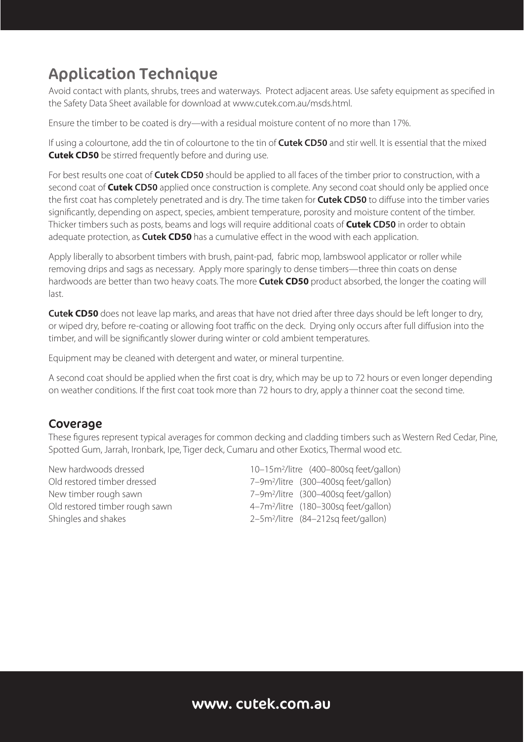## Application Technique

Avoid contact with plants, shrubs, trees and waterways. Protect adjacent areas. Use safety equipment as specified in the Safety Data Sheet available for download at www.cutek.com.au/msds.html.

Ensure the timber to be coated is dry—with a residual moisture content of no more than 17%.

If using a colourtone, add the tin of colourtone to the tin of **Cutek CD50** and stir well. It is essential that the mixed **Cutek CD50** be stirred frequently before and during use.

For best results one coat of **Cutek CD50** should be applied to all faces of the timber prior to construction, with a second coat of **Cutek CD50** applied once construction is complete. Any second coat should only be applied once the first coat has completely penetrated and is dry. The time taken for **Cutek CD50** to diffuse into the timber varies significantly, depending on aspect, species, ambient temperature, porosity and moisture content of the timber. Thicker timbers such as posts, beams and logs will require additional coats of **Cutek CD50** in order to obtain adequate protection, as **Cutek CD50** has a cumulative effect in the wood with each application.

Apply liberally to absorbent timbers with brush, paint-pad, fabric mop, lambswool applicator or roller while removing drips and sags as necessary. Apply more sparingly to dense timbers—three thin coats on dense hardwoods are better than two heavy coats. The more **Cutek CD50** product absorbed, the longer the coating will last.

**Cutek CD50** does not leave lap marks, and areas that have not dried after three days should be left longer to dry, or wiped dry, before re-coating or allowing foot traffic on the deck. Drying only occurs after full diffusion into the timber, and will be significantly slower during winter or cold ambient temperatures.

Equipment may be cleaned with detergent and water, or mineral turpentine.

A second coat should be applied when the first coat is dry, which may be up to 72 hours or even longer depending on weather conditions. If the first coat took more than 72 hours to dry, apply a thinner coat the second time.

### Coverage

These figures represent typical averages for common decking and cladding timbers such as Western Red Cedar, Pine, Spotted Gum, Jarrah, Ironbark, Ipe, Tiger deck, Cumaru and other Exotics, Thermal wood etc.

| | | |
|---|---|---|
| New hardwoods dressed | 10–15m²/litre | (400–800sq feet/gallon) |
| Old restored timber dressed | 7–9m²/litre | (300–400sq feet/gallon) |
| New timber rough sawn | 7–9m²/litre | (300–400sq feet/gallon) |
| Old restored timber rough sawn | 4–7m²/litre | (180–300sq feet/gallon) |
| Shingles and shakes | 2–5m²/litre | (84–212sq feet/gallon) |

www. cutek.com.au